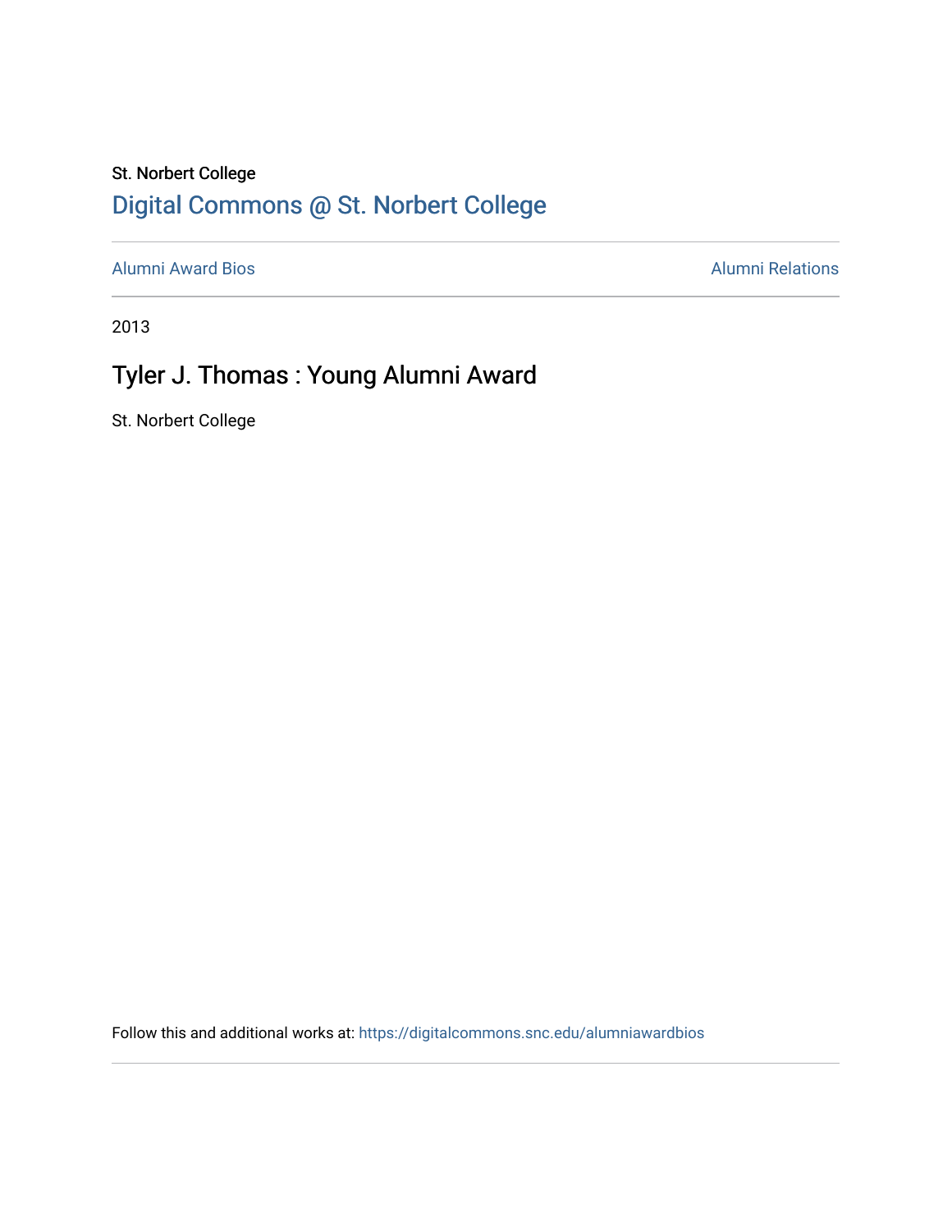St. Norbert College

# Digital Commons @ St. Norbert College

Alumni Award Bios

Alumni Relations

2013

## Tyler J. Thomas : Young Alumni Award

St. Norbert College

Follow this and additional works at: https://digitalcommons.snc.edu/alumniawardbios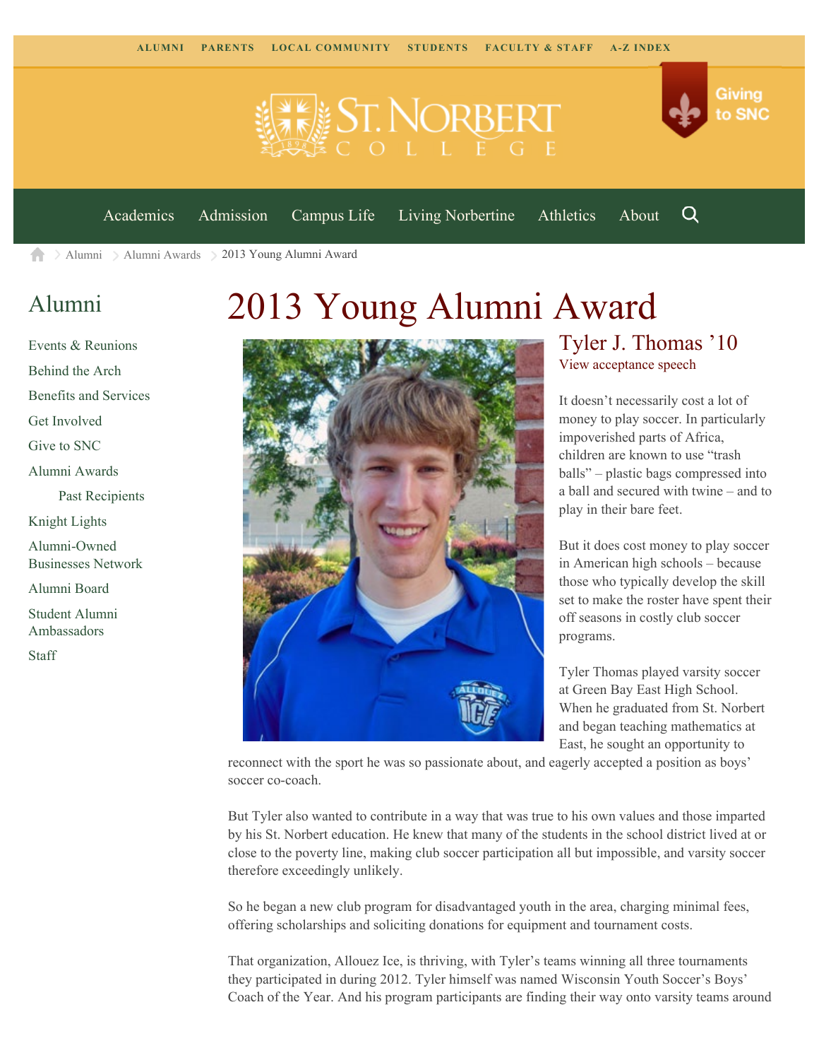ALUMNI PARENTS LOCAL COMMUNITY STUDENTS FACULTY & STAFF A-Z INDEX

Giving to SNC

Academics Admission Campus Life Living Norbertine Athletics About

Alumni > Alumni Awards > 2013 Young Alumni Award

## Alumni

- Events & Reunions
- Behind the Arch
- Benefits and Services
- Get Involved
- Give to SNC
- Alumni Awards
  - Past Recipients
- Knight Lights
- Alumni-Owned Businesses Network
- Alumni Board
- Student Alumni Ambassadors
- Staff

# 2013 Young Alumni Award

## Tyler J. Thomas '10

View acceptance speech

It doesn't necessarily cost a lot of money to play soccer. In particularly impoverished parts of Africa, children are known to use "trash balls" – plastic bags compressed into a ball and secured with twine – and to play in their bare feet.

But it does cost money to play soccer in American high schools – because those who typically develop the skill set to make the roster have spent their off seasons in costly club soccer programs.

Tyler Thomas played varsity soccer at Green Bay East High School. When he graduated from St. Norbert and began teaching mathematics at East, he sought an opportunity to reconnect with the sport he was so passionate about, and eagerly accepted a position as boys' soccer co-coach.

But Tyler also wanted to contribute in a way that was true to his own values and those imparted by his St. Norbert education. He knew that many of the students in the school district lived at or close to the poverty line, making club soccer participation all but impossible, and varsity soccer therefore exceedingly unlikely.

So he began a new club program for disadvantaged youth in the area, charging minimal fees, offering scholarships and soliciting donations for equipment and tournament costs.

That organization, Allouez Ice, is thriving, with Tyler's teams winning all three tournaments they participated in during 2012. Tyler himself was named Wisconsin Youth Soccer's Boys' Coach of the Year. And his program participants are finding their way onto varsity teams around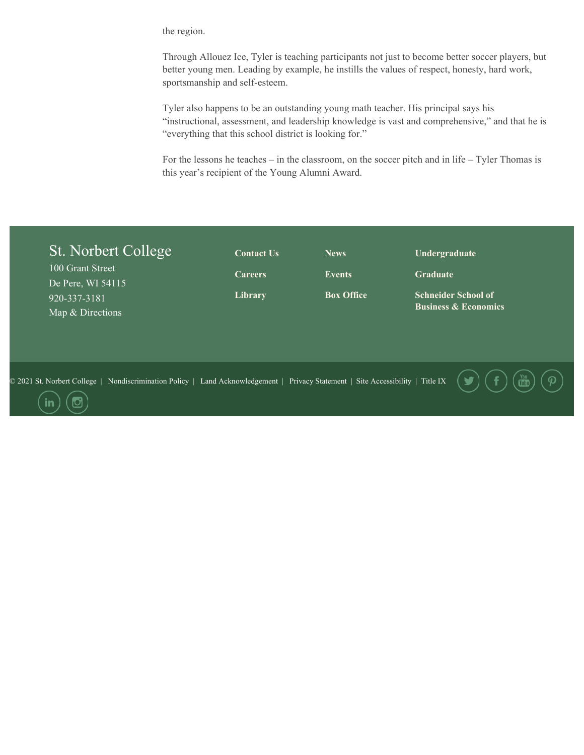the region.

Through Allouez Ice, Tyler is teaching participants not just to become better soccer players, but better young men. Leading by example, he instills the values of respect, honesty, hard work, sportsmanship and self-esteem.

Tyler also happens to be an outstanding young math teacher. His principal says his "instructional, assessment, and leadership knowledge is vast and comprehensive," and that he is "everything that this school district is looking for."

For the lessons he teaches – in the classroom, on the soccer pitch and in life – Tyler Thomas is this year's recipient of the Young Alumni Award.

St. Norbert College

100 Grant Street
De Pere, WI 54115
920-337-3181
Map & Directions

**Contact Us**

**Careers**

**Library**

**News**

**Events**

**Box Office**

**Undergraduate**

**Graduate**

**Schneider School of Business & Economics**

© 2021 St. Norbert College | Nondiscrimination Policy | Land Acknowledgement | Privacy Statement | Site Accessibility | Title IX